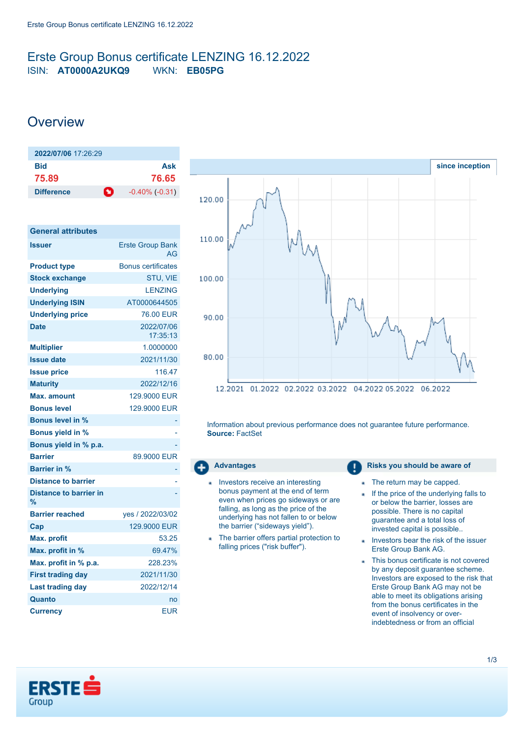# Erste Group Bonus certificate LENZING 16.12.2022

ISIN: **AT0000A2UKQ9** WKN: **EB05PG**

## Overview

| 2022/07/06 17:26:29 | |
|---|---|
| **Bid** | **Ask** |
| 75.89 | 76.65 |
| **Difference** | -0.40% (-0.31) |

| General attributes | |
|---|---|
| **Issuer** | Erste Group Bank AG |
| **Product type** | Bonus certificates |
| **Stock exchange** | STU, VIE |
| **Underlying** | LENZING |
| **Underlying ISIN** | AT0000644505 |
| **Underlying price** | 76.00 EUR |
| **Date** | 2022/07/06 17:35:13 |
| **Multiplier** | 1.0000000 |
| **Issue date** | 2021/11/30 |
| **Issue price** | 116.47 |
| **Maturity** | 2022/12/16 |
| **Max. amount** | 129.9000 EUR |
| **Bonus level** | 129.9000 EUR |
| **Bonus level in %** | - |
| **Bonus yield in %** | - |
| **Bonus yield in % p.a.** | - |
| **Barrier** | 89.9000 EUR |
| **Barrier in %** | - |
| **Distance to barrier** | - |
| **Distance to barrier in %** | - |
| **Barrier reached** | yes / 2022/03/02 |
| **Cap** | 129.9000 EUR |
| **Max. profit** | 53.25 |
| **Max. profit in %** | 69.47% |
| **Max. profit in % p.a.** | 228.23% |
| **First trading day** | 2021/11/30 |
| **Last trading day** | 2022/12/14 |
| **Quanto** | no |
| **Currency** | EUR |

since inception

Information about previous performance does not guarantee future performance.
**Source:** FactSet

### Advantages

- Investors receive an interesting bonus payment at the end of term even when prices go sideways or are falling, as long as the price of the underlying has not fallen to or below the barrier ("sideways yield").
- The barrier offers partial protection to falling prices ("risk buffer").

### Risks you should be aware of

- The return may be capped.
- If the price of the underlying falls to or below the barrier, losses are possible. There is no capital guarantee and a total loss of invested capital is possible..
- Investors bear the risk of the issuer Erste Group Bank AG.
- This bonus certificate is not covered by any deposit guarantee scheme. Investors are exposed to the risk that Erste Group Bank AG may not be able to meet its obligations arising from the bonus certificates in the event of insolvency or over-indebtedness or from an official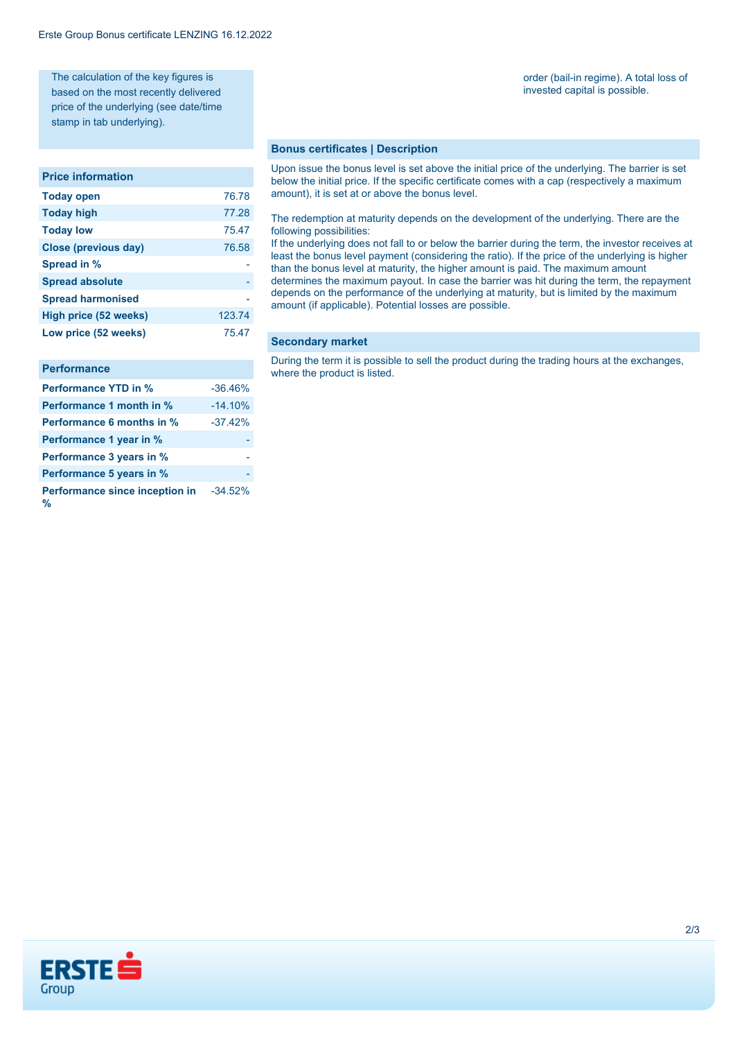The calculation of the key figures is based on the most recently delivered price of the underlying (see date/time stamp in tab underlying).

| Price information | |
|---|---|
| **Today open** | 76.78 |
| **Today high** | 77.28 |
| **Today low** | 75.47 |
| **Close (previous day)** | 76.58 |
| **Spread in %** | - |
| **Spread absolute** | - |
| **Spread harmonised** | - |
| **High price (52 weeks)** | 123.74 |
| **Low price (52 weeks)** | 75.47 |

| Performance | |
|---|---|
| **Performance YTD in %** | -36.46% |
| **Performance 1 month in %** | -14.10% |
| **Performance 6 months in %** | -37.42% |
| **Performance 1 year in %** | - |
| **Performance 3 years in %** | - |
| **Performance 5 years in %** | - |
| **Performance since inception in %** | -34.52% |

order (bail-in regime). A total loss of invested capital is possible.

## Bonus certificates | Description

Upon issue the bonus level is set above the initial price of the underlying. The barrier is set below the initial price. If the specific certificate comes with a cap (respectively a maximum amount), it is set at or above the bonus level.

The redemption at maturity depends on the development of the underlying. There are the following possibilities:
If the underlying does not fall to or below the barrier during the term, the investor receives at least the bonus level payment (considering the ratio). If the price of the underlying is higher than the bonus level at maturity, the higher amount is paid. The maximum amount determines the maximum payout. In case the barrier was hit during the term, the repayment depends on the performance of the underlying at maturity, but is limited by the maximum amount (if applicable). Potential losses are possible.

## Secondary market

During the term it is possible to sell the product during the trading hours at the exchanges, where the product is listed.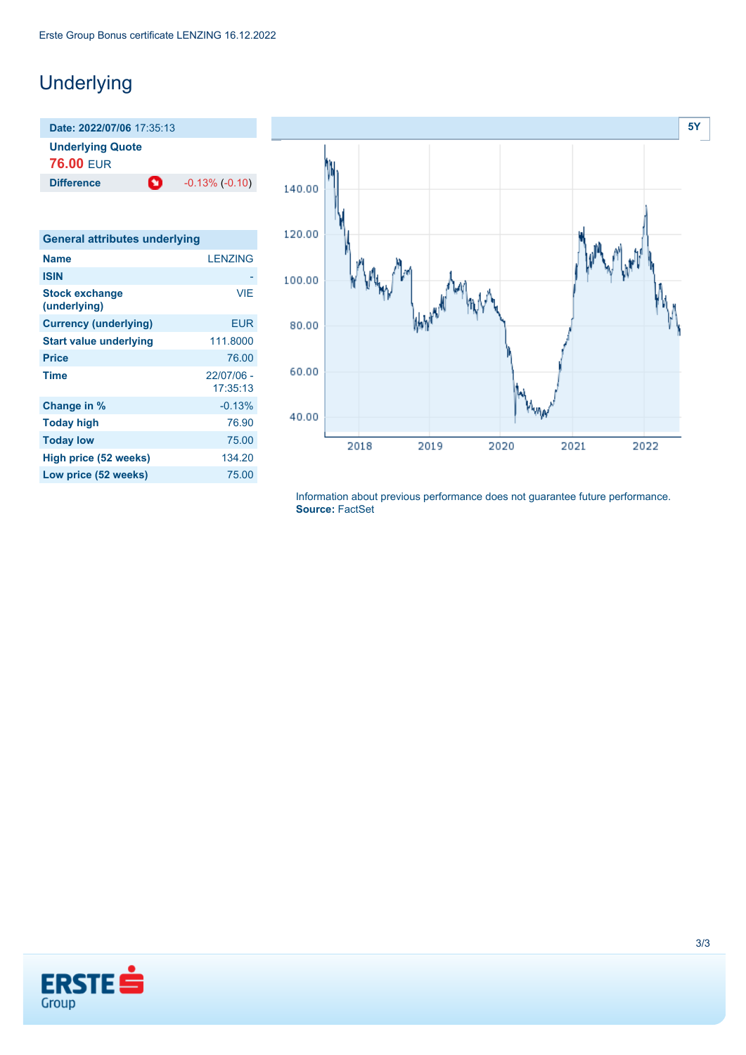Erste Group Bonus certificate LENZING 16.12.2022

# Underlying

| | |
|---|---|
| **Date: 2022/07/06** 17:35:13 | |
| **Underlying Quote** | |
| **76.00** EUR | |
| **Difference** | -0.13% (-0.10) |

| General attributes underlying | |
|---|---|
| **Name** | LENZING |
| **ISIN** | - |
| **Stock exchange (underlying)** | VIE |
| **Currency (underlying)** | EUR |
| **Start value underlying** | 111.8000 |
| **Price** | 76.00 |
| **Time** | 22/07/06 - 17:35:13 |
| **Change in %** | -0.13% |
| **Today high** | 76.90 |
| **Today low** | 75.00 |
| **High price (52 weeks)** | 134.20 |
| **Low price (52 weeks)** | 75.00 |

5Y

140.00
120.00
100.00
80.00
60.00
40.00

2018
2019
2020
2021
2022

Information about previous performance does not guarantee future performance.
**Source:** FactSet